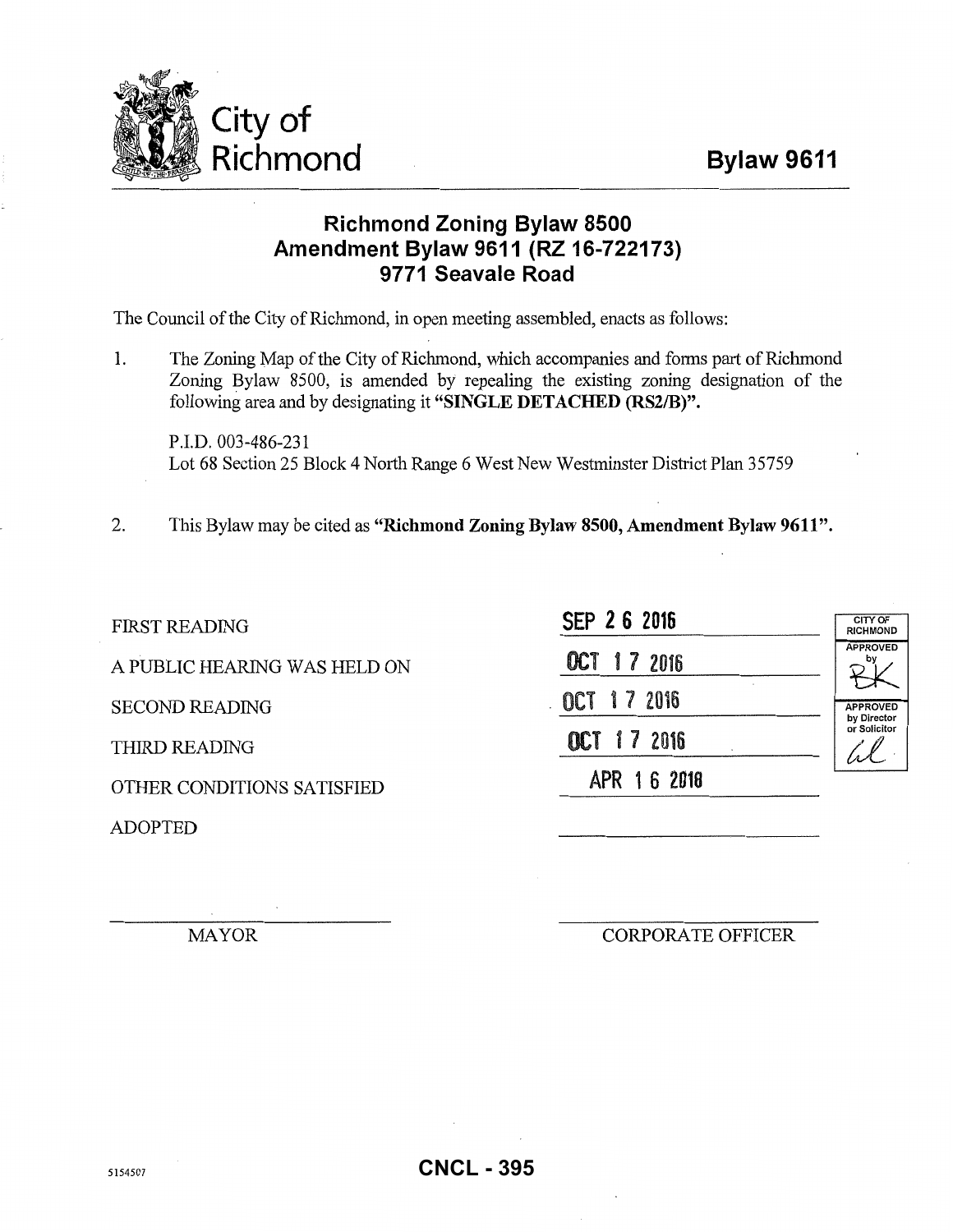City of Richmond

**Bylaw 9611**

# Richmond Zoning Bylaw 8500 Amendment Bylaw 9611 (RZ 16-722173) 9771 Seavale Road

The Council of the City of Richmond, in open meeting assembled, enacts as follows:

1. The Zoning Map of the City of Richmond, which accompanies and forms part of Richmond Zoning Bylaw 8500, is amended by repealing the existing zoning designation of the following area and by designating it **"SINGLE DETACHED (RS2/B)"**.

   P.I.D. 003-486-231
   Lot 68 Section 25 Block 4 North Range 6 West New Westminster District Plan 35759

2. This Bylaw may be cited as **"Richmond Zoning Bylaw 8500, Amendment Bylaw 9611"**.

| | |
|---|---|
| FIRST READING | SEP 2 6 2016 |
| A PUBLIC HEARING WAS HELD ON | OCT 1 7 2016 |
| SECOND READING | OCT 1 7 2016 |
| THIRD READING | OCT 1 7 2016 |
| OTHER CONDITIONS SATISFIED | APR 1 6 2018 |
| ADOPTED | |

| CITY OF RICHMOND |
|---|
| APPROVED by BK |
| APPROVED by Director or Solicitor |

MAYOR

CORPORATE OFFICER

5154507

CNCL - 395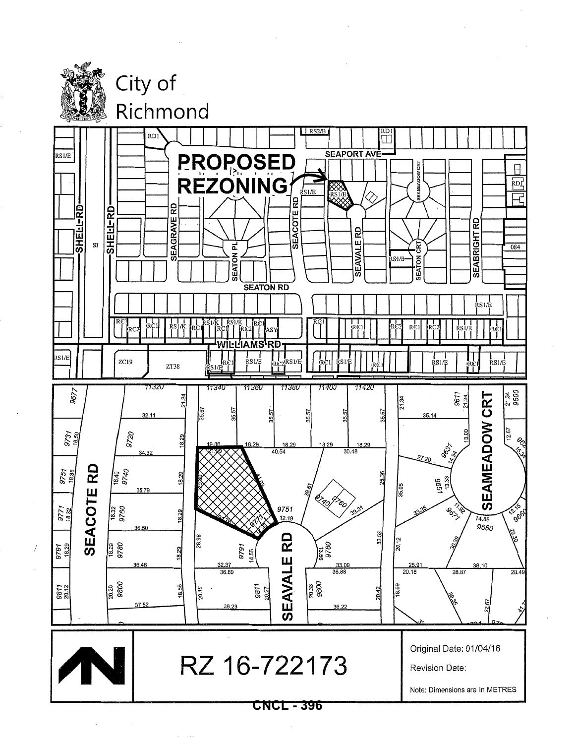# City of Richmond

PROPOSED REZONING

SEAPORT AVE

SHELL RD

SHELL RD

SEAGRAVE RD

SEATON PL

SEACOTE RD

SEAVALE RD

SEATON CRT

SEAMEADOW CRT

SEABRIGHT RD

SEATON RD

WILLIAMS RD

RS1/E

RD1

RS2/B

RD1

SI

RS1/B

084

RC1 RC2 RC1 RS1/K RC1 RS1/K RC1 RS1/K RC2 RC1 ASY RC1 RC1 RC2 RC1 RC2 RS1/K RC1

ZC19 ZT38 RS1/E RC1 RS1/E RC2 RS1/E RC1 RS1/E RC1 RS1/E RC1 RS1/E

SEACOTE RD

SEAVALE RD

SEAMEADOW CRT

11320 11340 11360 11380 11400 11420

9677 9731 9751 9771 9791 9811

9720 9740 9760 9780 9800

9771 9791 9811

9751 9740 9760 9780 9800

9611 9600 9631 9651 9671 9680 9660

RZ 16-722173

Original Date: 01/04/16

Revision Date:

Note: Dimensions are in METRES

CNCL - 396